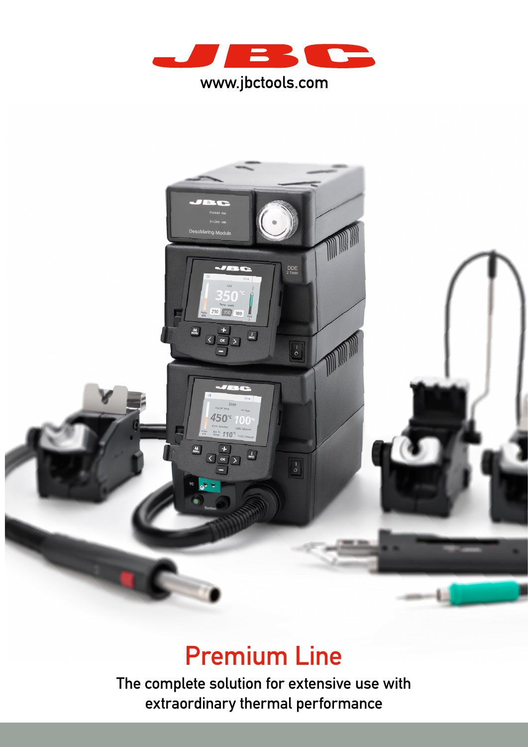# JBC

www.jbctools.com

# Premium Line

The complete solution for extensive use with extraordinary thermal performance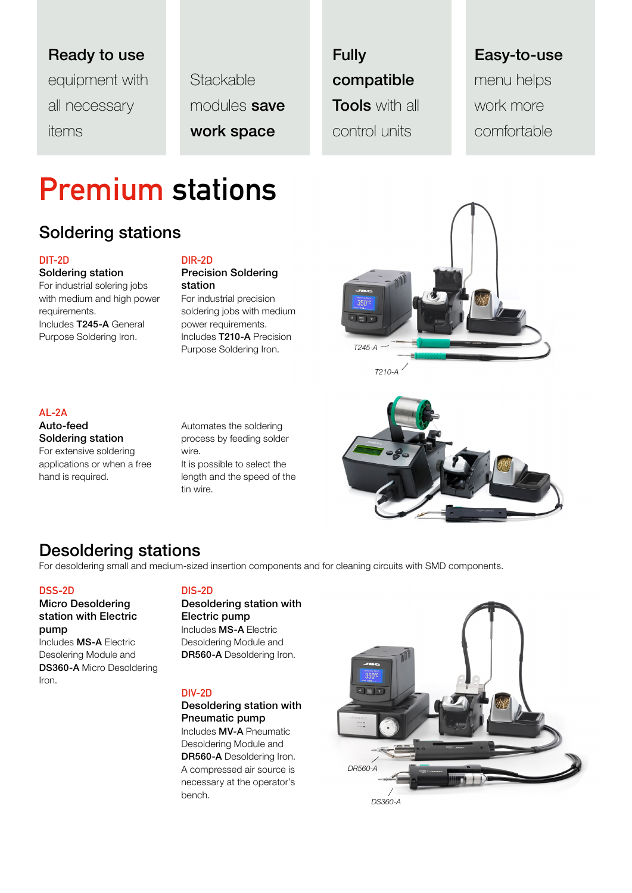**Ready to use** equipment with all necessary items

Stackable modules **save work space**

**Fully compatible Tools** with all control units

**Easy-to-use** menu helps work more comfortable

# Premium stations

## Soldering stations

### DIT-2D

**Soldering station**

For industrial solering jobs with medium and high power requirements.
Includes **T245-A** General Purpose Soldering Iron.

### DIR-2D

**Precision Soldering station**

For industrial precision soldering jobs with medium power requirements.
Includes **T210-A** Precision Purpose Soldering Iron.

*T245-A*

*T210-A*

### AL-2A

**Auto-feed Soldering station**

For extensive soldering applications or when a free hand is required.

Automates the soldering process by feeding solder wire.
It is possible to select the length and the speed of the tin wire.

## Desoldering stations

For desoldering small and medium-sized insertion components and for cleaning circuits with SMD components.

### DSS-2D

**Micro Desoldering station with Electric pump**

Includes **MS-A** Electric Desolering Module and **DS360-A** Micro Desoldering Iron.

### DIS-2D

**Desoldering station with Electric pump**

Includes **MS-A** Electric Desoldering Module and **DR560-A** Desoldering Iron.

### DIV-2D

**Desoldering station with Pneumatic pump**

Includes **MV-A** Pneumatic Desoldering Module and **DR560-A** Desoldering Iron.
A compressed air source is necessary at the operator's bench.

*DR560-A*

*DS360-A*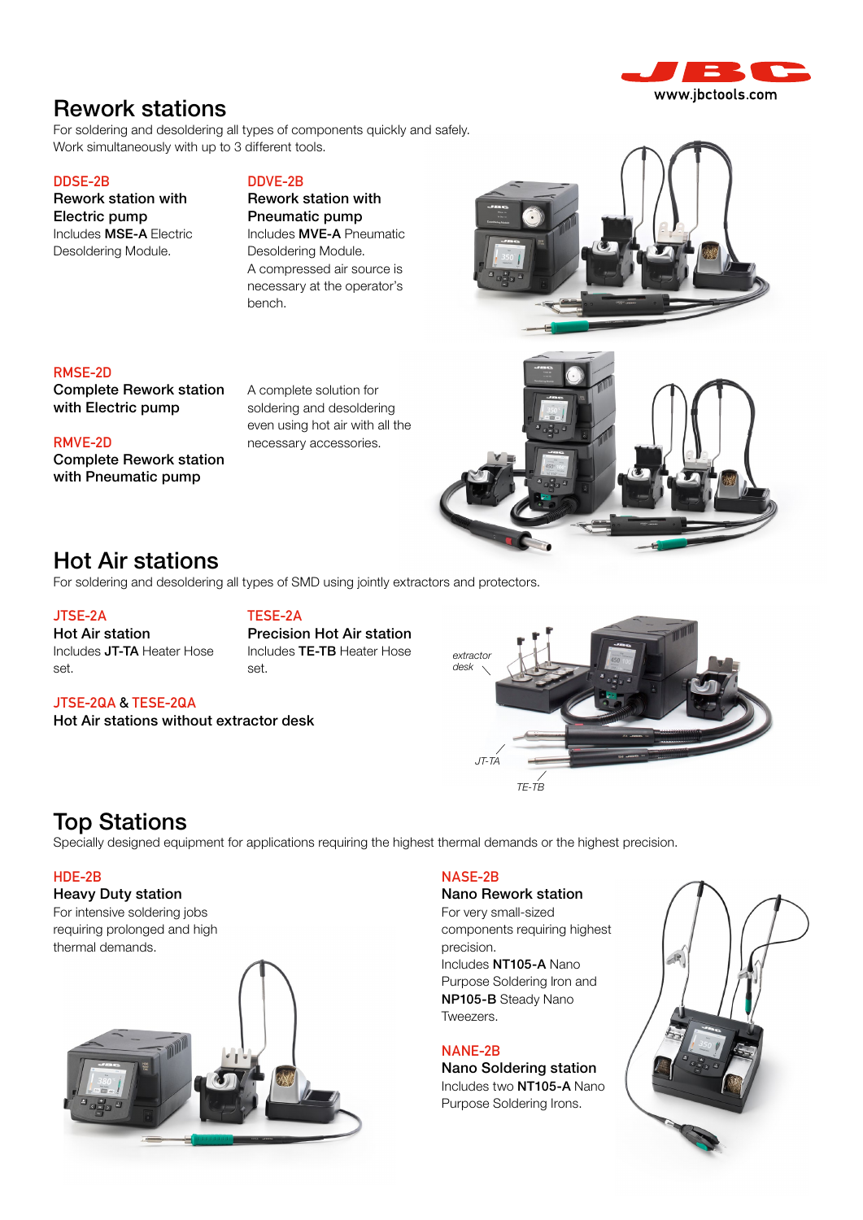# Rework stations

For soldering and desoldering all types of components quickly and safely.
Work simultaneously with up to 3 different tools.

### DDSE-2B

**Rework station with Electric pump**
Includes **MSE-A** Electric Desoldering Module.

### DDVE-2B

**Rework station with Pneumatic pump**
Includes **MVE-A** Pneumatic Desoldering Module.
A compressed air source is necessary at the operator's bench.

### RMSE-2D

**Complete Rework station with Electric pump**

### RMVE-2D

**Complete Rework station with Pneumatic pump**

A complete solution for soldering and desoldering even using hot air with all the necessary accessories.

# Hot Air stations

For soldering and desoldering all types of SMD using jointly extractors and protectors.

### JTSE-2A

**Hot Air station**
Includes **JT-TA** Heater Hose set.

### TESE-2A

**Precision Hot Air station**
Includes **TE-TB** Heater Hose set.

### JTSE-2QA & TESE-2QA

**Hot Air stations without extractor desk**

*extractor desk*

*JT-TA*

*TE-TB*

# Top Stations

Specially designed equipment for applications requiring the highest thermal demands or the highest precision.

### HDE-2B

**Heavy Duty station**
For intensive soldering jobs requiring prolonged and high thermal demands.

### NASE-2B

**Nano Rework station**
For very small-sized components requiring highest precision.
Includes **NT105-A** Nano Purpose Soldering Iron and **NP105-B** Steady Nano Tweezers.

### NANE-2B

**Nano Soldering station**
Includes two **NT105-A** Nano Purpose Soldering Irons.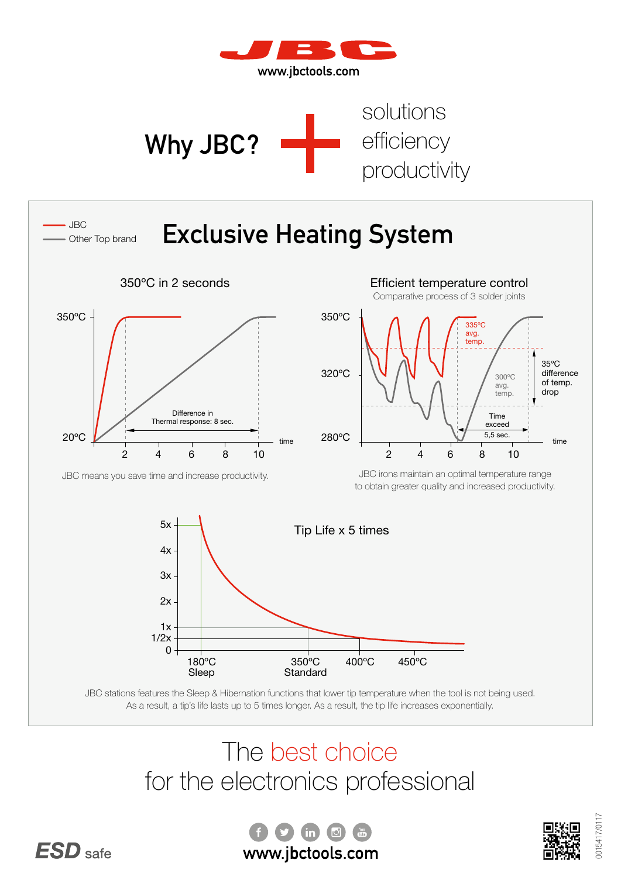JBC

www.jbctools.com

# Why JBC?

solutions
efficiency
productivity

## Exclusive Heating System

JBC
Other Top brand

### 350ºC in 2 seconds

350ºC
20ºC
Difference in Thermal response: 8 sec.
time
2
4
6
8
10

JBC means you save time and increase productivity.

### Efficient temperature control

Comparative process of 3 solder joints

350ºC
320ºC
280ºC
335ºC avg. temp.
300ºC avg. temp.
35ºC difference of temp. drop
Time exceed 5,5 sec.
time
2
4
6
8
10

JBC irons maintain an optimal temperature range to obtain greater quality and increased productivity.

### Tip Life x 5 times

5x
4x
3x
2x
1x
1/2x
0
180ºC Sleep
350ºC Standard
400ºC
450ºC

JBC stations features the Sleep & Hibernation functions that lower tip temperature when the tool is not being used. As a result, a tip's life lasts up to 5 times longer. As a result, the tip life increases exponentially.

The best choice
for the electronics professional

ESD safe

www.jbctools.com

0015417/0117